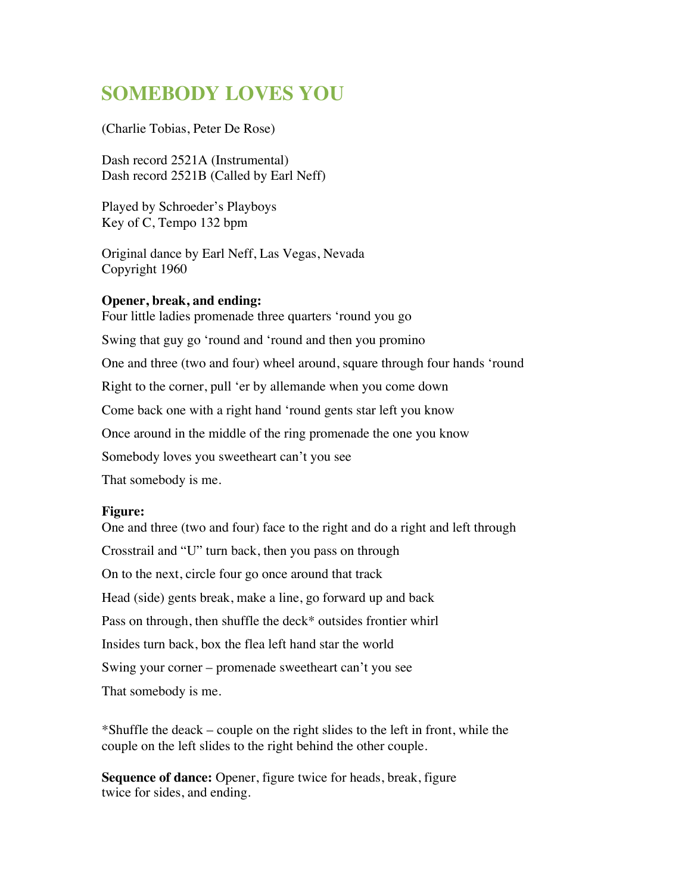# SOMEBODY LOVES YOU

(Charlie Tobias, Peter De Rose)

Dash record 2521A (Instrumental)
Dash record 2521B (Called by Earl Neff)

Played by Schroeder's Playboys
Key of C, Tempo 132 bpm

Original dance by Earl Neff, Las Vegas, Nevada
Copyright 1960

**Opener, break, and ending:**

Four little ladies promenade three quarters 'round you go

Swing that guy go 'round and 'round and then you promino

One and three (two and four) wheel around, square through four hands 'round

Right to the corner, pull 'er by allemande when you come down

Come back one with a right hand 'round gents star left you know

Once around in the middle of the ring promenade the one you know

Somebody loves you sweetheart can't you see

That somebody is me.

**Figure:**

One and three (two and four) face to the right and do a right and left through

Crosstrail and "U" turn back, then you pass on through

On to the next, circle four go once around that track

Head (side) gents break, make a line, go forward up and back

Pass on through, then shuffle the deck* outsides frontier whirl

Insides turn back, box the flea left hand star the world

Swing your corner – promenade sweetheart can't you see

That somebody is me.

*Shuffle the deack – couple on the right slides to the left in front, while the couple on the left slides to the right behind the other couple.

**Sequence of dance:** Opener, figure twice for heads, break, figure twice for sides, and ending.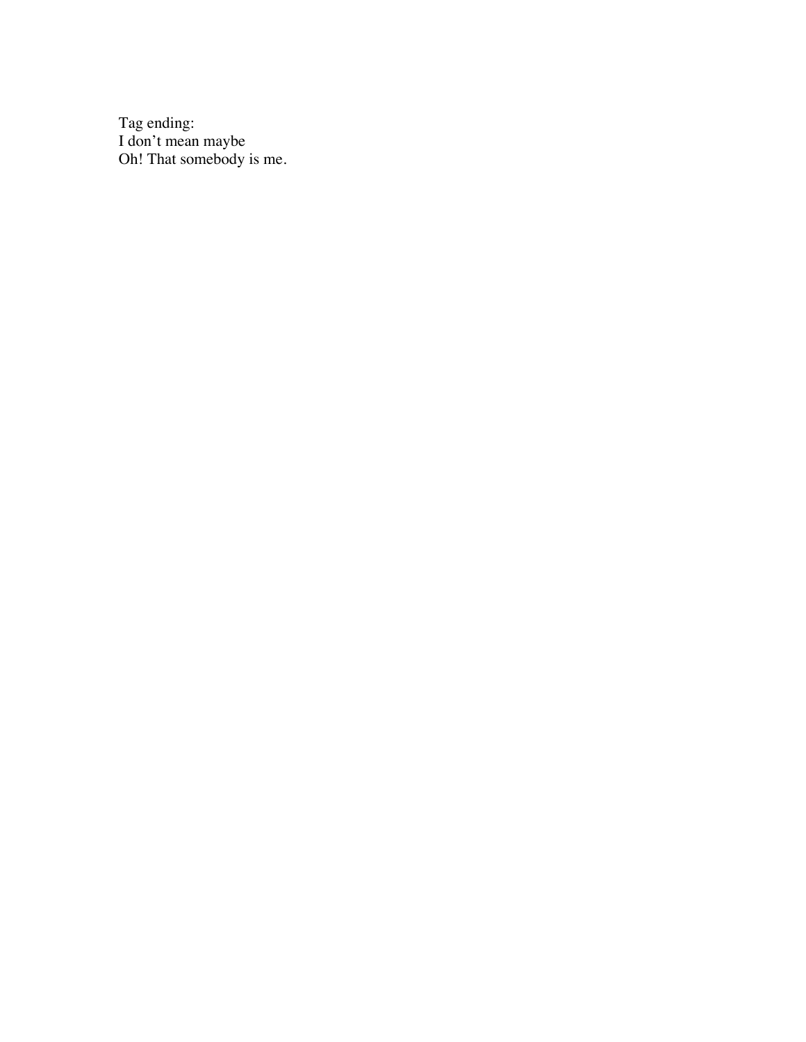Tag ending:
I don’t mean maybe
Oh! That somebody is me.